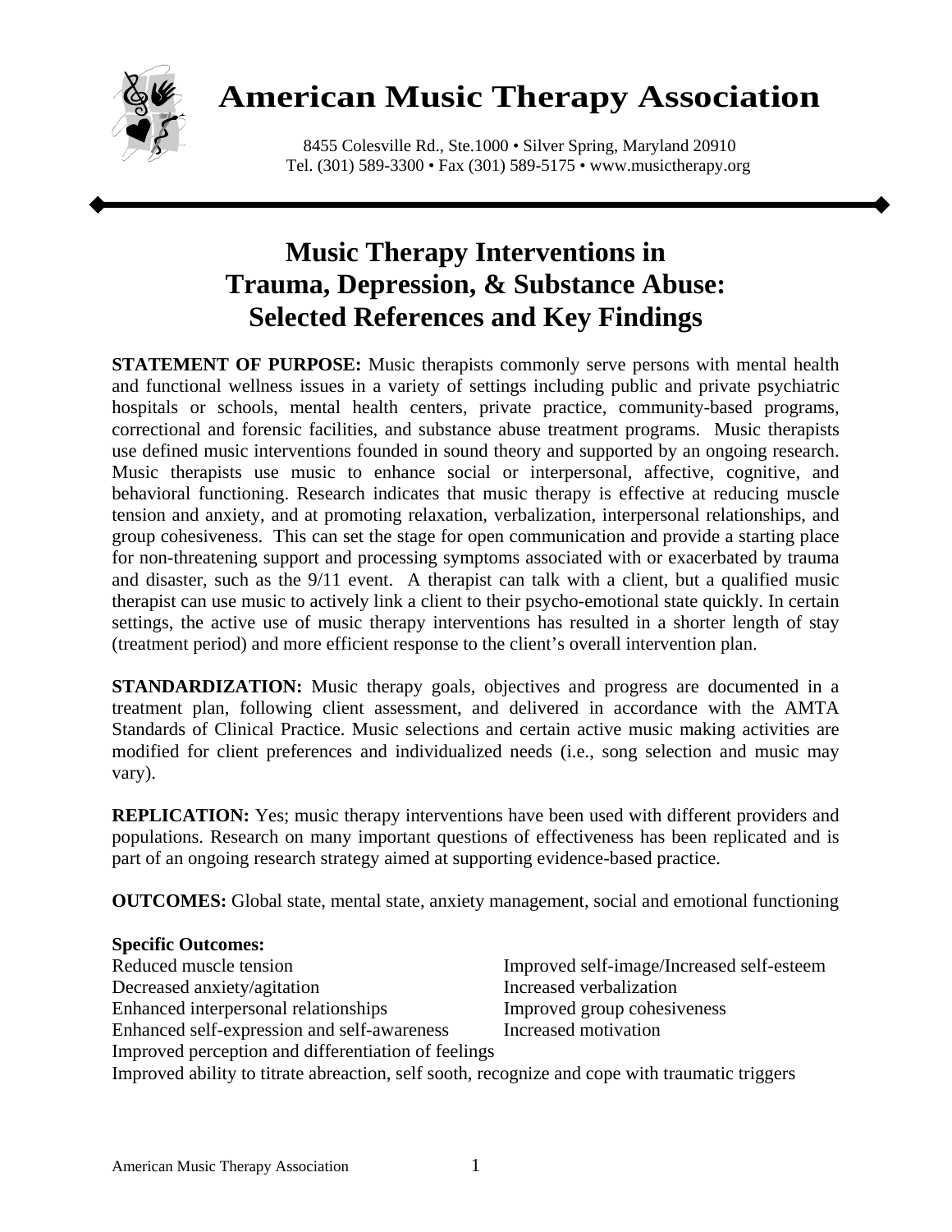# American Music Therapy Association

8455 Colesville Rd., Ste.1000 • Silver Spring, Maryland 20910
Tel. (301) 589-3300 • Fax (301) 589-5175 • www.musictherapy.org

## Music Therapy Interventions in Trauma, Depression, & Substance Abuse: Selected References and Key Findings

**STATEMENT OF PURPOSE:** Music therapists commonly serve persons with mental health and functional wellness issues in a variety of settings including public and private psychiatric hospitals or schools, mental health centers, private practice, community-based programs, correctional and forensic facilities, and substance abuse treatment programs. Music therapists use defined music interventions founded in sound theory and supported by an ongoing research. Music therapists use music to enhance social or interpersonal, affective, cognitive, and behavioral functioning. Research indicates that music therapy is effective at reducing muscle tension and anxiety, and at promoting relaxation, verbalization, interpersonal relationships, and group cohesiveness. This can set the stage for open communication and provide a starting place for non-threatening support and processing symptoms associated with or exacerbated by trauma and disaster, such as the 9/11 event. A therapist can talk with a client, but a qualified music therapist can use music to actively link a client to their psycho-emotional state quickly. In certain settings, the active use of music therapy interventions has resulted in a shorter length of stay (treatment period) and more efficient response to the client's overall intervention plan.

**STANDARDIZATION:** Music therapy goals, objectives and progress are documented in a treatment plan, following client assessment, and delivered in accordance with the AMTA Standards of Clinical Practice. Music selections and certain active music making activities are modified for client preferences and individualized needs (i.e., song selection and music may vary).

**REPLICATION:** Yes; music therapy interventions have been used with different providers and populations. Research on many important questions of effectiveness has been replicated and is part of an ongoing research strategy aimed at supporting evidence-based practice.

**OUTCOMES:** Global state, mental state, anxiety management, social and emotional functioning

**Specific Outcomes:**

- Reduced muscle tension
- Decreased anxiety/agitation
- Enhanced interpersonal relationships
- Enhanced self-expression and self-awareness
- Improved self-image/Increased self-esteem
- Increased verbalization
- Improved group cohesiveness
- Increased motivation
- Improved perception and differentiation of feelings
- Improved ability to titrate abreaction, self sooth, recognize and cope with traumatic triggers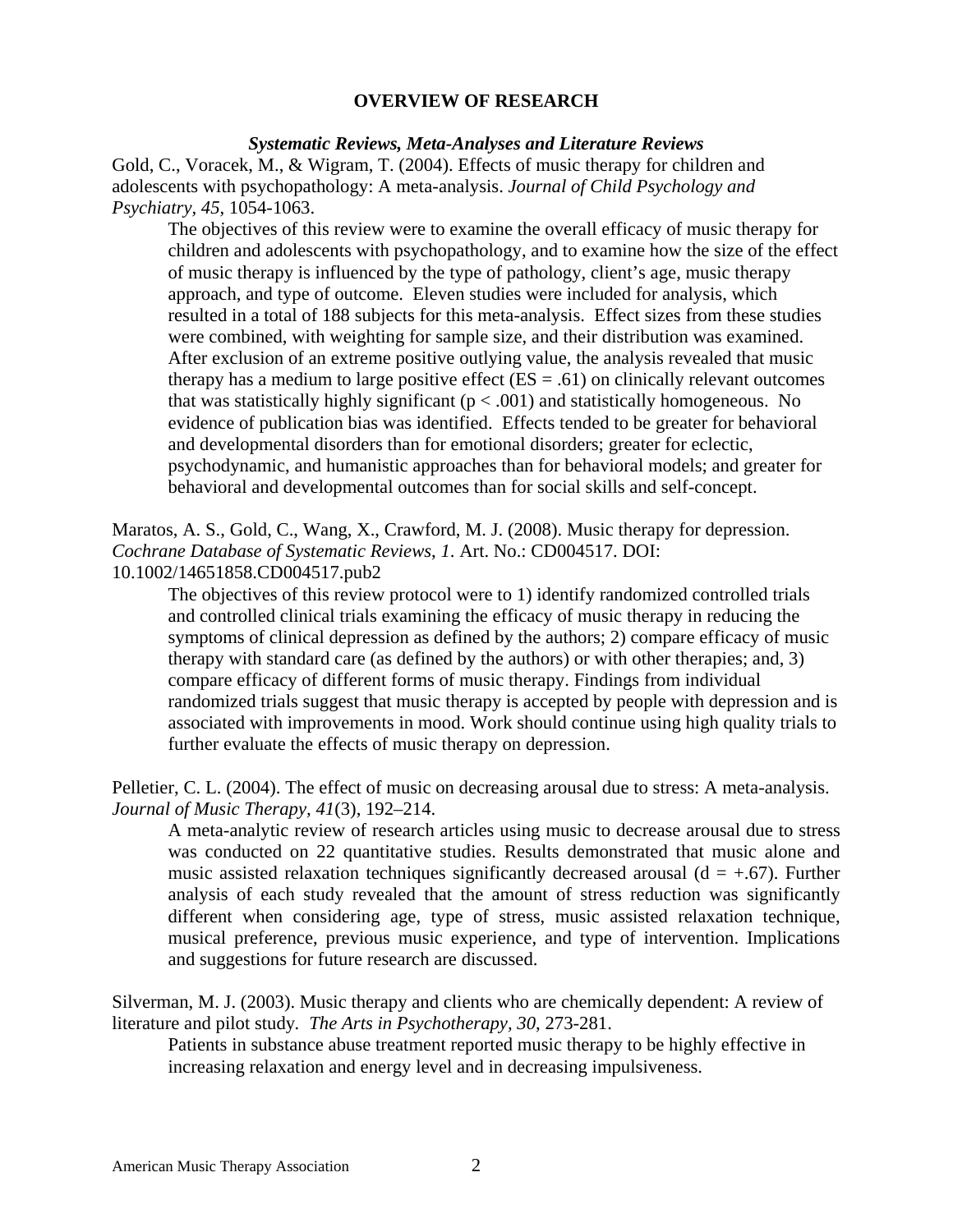## OVERVIEW OF RESEARCH

### *Systematic Reviews, Meta-Analyses and Literature Reviews*

Gold, C., Voracek, M., & Wigram, T. (2004). Effects of music therapy for children and adolescents with psychopathology: A meta-analysis. *Journal of Child Psychology and Psychiatry, 45*, 1054-1063.

> The objectives of this review were to examine the overall efficacy of music therapy for children and adolescents with psychopathology, and to examine how the size of the effect of music therapy is influenced by the type of pathology, client's age, music therapy approach, and type of outcome. Eleven studies were included for analysis, which resulted in a total of 188 subjects for this meta-analysis. Effect sizes from these studies were combined, with weighting for sample size, and their distribution was examined. After exclusion of an extreme positive outlying value, the analysis revealed that music therapy has a medium to large positive effect (ES = .61) on clinically relevant outcomes that was statistically highly significant ($p < .001$) and statistically homogeneous. No evidence of publication bias was identified. Effects tended to be greater for behavioral and developmental disorders than for emotional disorders; greater for eclectic, psychodynamic, and humanistic approaches than for behavioral models; and greater for behavioral and developmental outcomes than for social skills and self-concept.

Maratos, A. S., Gold, C., Wang, X., Crawford, M. J. (2008). Music therapy for depression. *Cochrane Database of Systematic Reviews*, *1*. Art. No.: CD004517. DOI: 10.1002/14651858.CD004517.pub2

> The objectives of this review protocol were to 1) identify randomized controlled trials and controlled clinical trials examining the efficacy of music therapy in reducing the symptoms of clinical depression as defined by the authors; 2) compare efficacy of music therapy with standard care (as defined by the authors) or with other therapies; and, 3) compare efficacy of different forms of music therapy. Findings from individual randomized trials suggest that music therapy is accepted by people with depression and is associated with improvements in mood. Work should continue using high quality trials to further evaluate the effects of music therapy on depression.

Pelletier, C. L. (2004). The effect of music on decreasing arousal due to stress: A meta-analysis. *Journal of Music Therapy*, *41*(3), 192–214.

> A meta-analytic review of research articles using music to decrease arousal due to stress was conducted on 22 quantitative studies. Results demonstrated that music alone and music assisted relaxation techniques significantly decreased arousal ($d = +.67$). Further analysis of each study revealed that the amount of stress reduction was significantly different when considering age, type of stress, music assisted relaxation technique, musical preference, previous music experience, and type of intervention. Implications and suggestions for future research are discussed.

Silverman, M. J. (2003). Music therapy and clients who are chemically dependent: A review of literature and pilot study. *The Arts in Psychotherapy, 30*, 273-281.

> Patients in substance abuse treatment reported music therapy to be highly effective in increasing relaxation and energy level and in decreasing impulsiveness.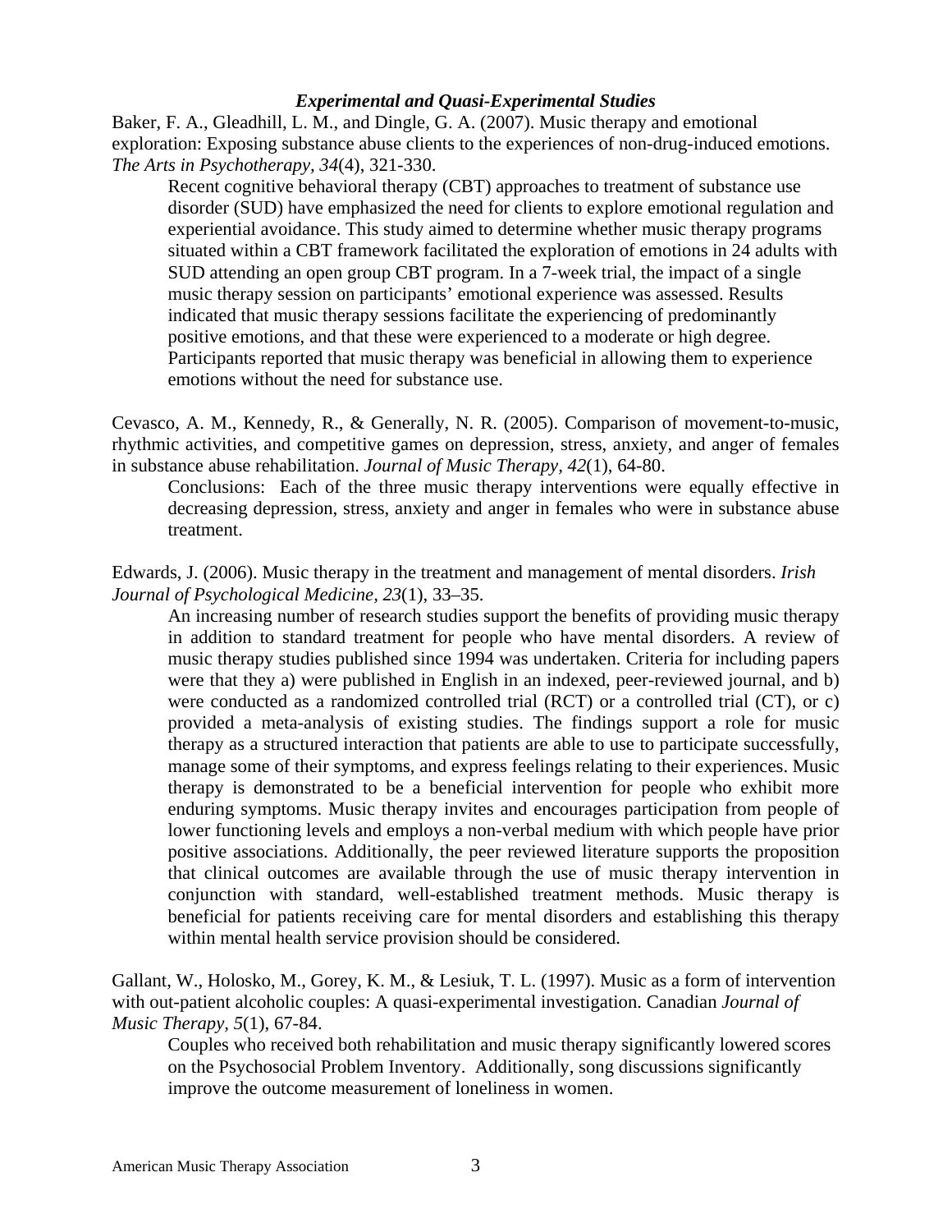### *Experimental and Quasi-Experimental Studies*

Baker, F. A., Gleadhill, L. M., and Dingle, G. A. (2007). Music therapy and emotional exploration: Exposing substance abuse clients to the experiences of non-drug-induced emotions. *The Arts in Psychotherapy, 34*(4), 321-330.

> Recent cognitive behavioral therapy (CBT) approaches to treatment of substance use disorder (SUD) have emphasized the need for clients to explore emotional regulation and experiential avoidance. This study aimed to determine whether music therapy programs situated within a CBT framework facilitated the exploration of emotions in 24 adults with SUD attending an open group CBT program. In a 7-week trial, the impact of a single music therapy session on participants' emotional experience was assessed. Results indicated that music therapy sessions facilitate the experiencing of predominantly positive emotions, and that these were experienced to a moderate or high degree. Participants reported that music therapy was beneficial in allowing them to experience emotions without the need for substance use.

Cevasco, A. M., Kennedy, R., & Generally, N. R. (2005). Comparison of movement-to-music, rhythmic activities, and competitive games on depression, stress, anxiety, and anger of females in substance abuse rehabilitation. *Journal of Music Therapy, 42*(1), 64-80.

> Conclusions: Each of the three music therapy interventions were equally effective in decreasing depression, stress, anxiety and anger in females who were in substance abuse treatment.

Edwards, J. (2006). Music therapy in the treatment and management of mental disorders. *Irish Journal of Psychological Medicine, 23*(1), 33–35.

> An increasing number of research studies support the benefits of providing music therapy in addition to standard treatment for people who have mental disorders. A review of music therapy studies published since 1994 was undertaken. Criteria for including papers were that they a) were published in English in an indexed, peer-reviewed journal, and b) were conducted as a randomized controlled trial (RCT) or a controlled trial (CT), or c) provided a meta-analysis of existing studies. The findings support a role for music therapy as a structured interaction that patients are able to use to participate successfully, manage some of their symptoms, and express feelings relating to their experiences. Music therapy is demonstrated to be a beneficial intervention for people who exhibit more enduring symptoms. Music therapy invites and encourages participation from people of lower functioning levels and employs a non-verbal medium with which people have prior positive associations. Additionally, the peer reviewed literature supports the proposition that clinical outcomes are available through the use of music therapy intervention in conjunction with standard, well-established treatment methods. Music therapy is beneficial for patients receiving care for mental disorders and establishing this therapy within mental health service provision should be considered.

Gallant, W., Holosko, M., Gorey, K. M., & Lesiuk, T. L. (1997). Music as a form of intervention with out-patient alcoholic couples: A quasi-experimental investigation. Canadian *Journal of Music Therapy, 5*(1), 67-84.

> Couples who received both rehabilitation and music therapy significantly lowered scores on the Psychosocial Problem Inventory. Additionally, song discussions significantly improve the outcome measurement of loneliness in women.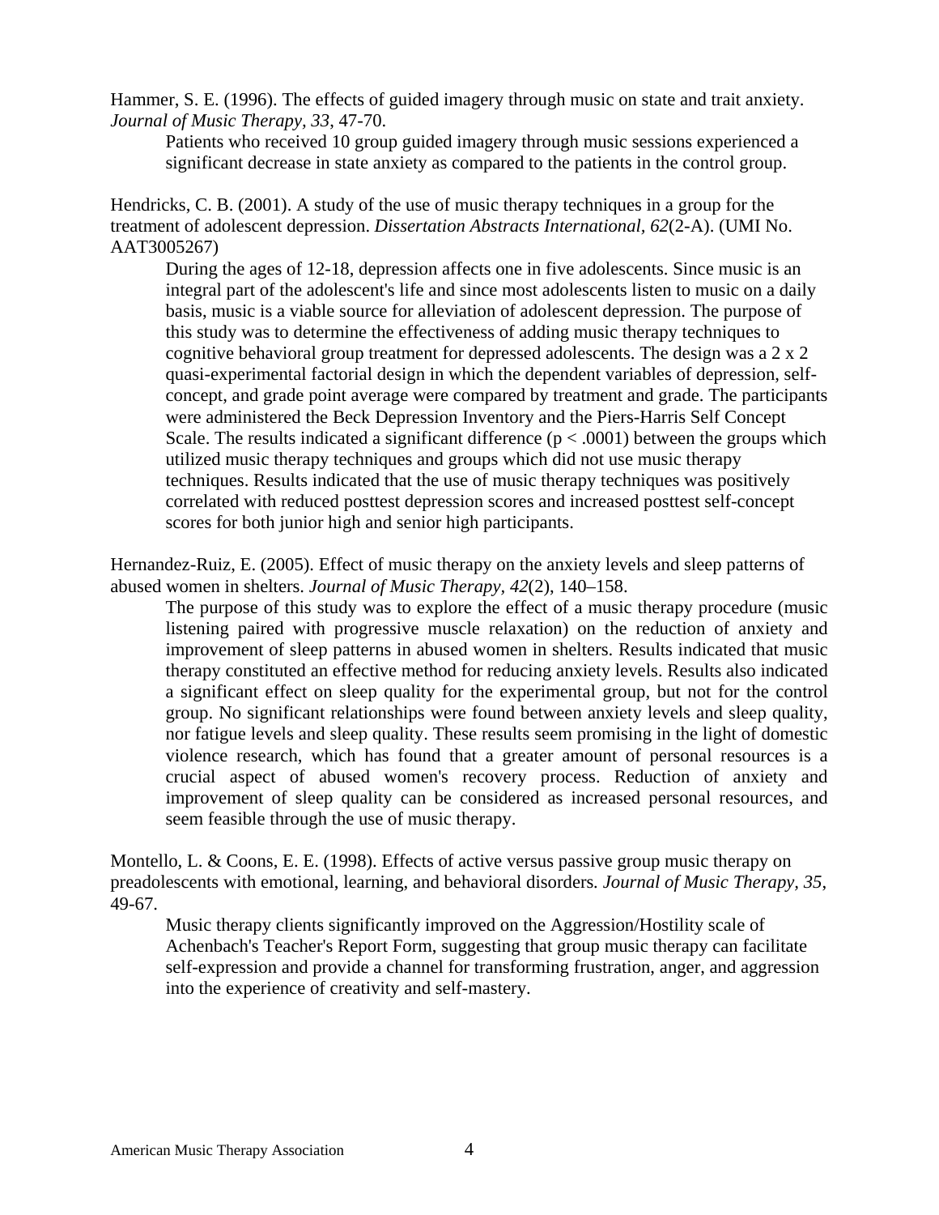Hammer, S. E. (1996). The effects of guided imagery through music on state and trait anxiety. *Journal of Music Therapy, 33*, 47-70.

> Patients who received 10 group guided imagery through music sessions experienced a significant decrease in state anxiety as compared to the patients in the control group.

Hendricks, C. B. (2001). A study of the use of music therapy techniques in a group for the treatment of adolescent depression. *Dissertation Abstracts International*, *62*(2-A). (UMI No. AAT3005267)

> During the ages of 12-18, depression affects one in five adolescents. Since music is an integral part of the adolescent's life and since most adolescents listen to music on a daily basis, music is a viable source for alleviation of adolescent depression. The purpose of this study was to determine the effectiveness of adding music therapy techniques to cognitive behavioral group treatment for depressed adolescents. The design was a 2 x 2 quasi-experimental factorial design in which the dependent variables of depression, self-concept, and grade point average were compared by treatment and grade. The participants were administered the Beck Depression Inventory and the Piers-Harris Self Concept Scale. The results indicated a significant difference ($p < .0001$) between the groups which utilized music therapy techniques and groups which did not use music therapy techniques. Results indicated that the use of music therapy techniques was positively correlated with reduced posttest depression scores and increased posttest self-concept scores for both junior high and senior high participants.

Hernandez-Ruiz, E. (2005). Effect of music therapy on the anxiety levels and sleep patterns of abused women in shelters. *Journal of Music Therapy, 42*(2), 140–158.

> The purpose of this study was to explore the effect of a music therapy procedure (music listening paired with progressive muscle relaxation) on the reduction of anxiety and improvement of sleep patterns in abused women in shelters. Results indicated that music therapy constituted an effective method for reducing anxiety levels. Results also indicated a significant effect on sleep quality for the experimental group, but not for the control group. No significant relationships were found between anxiety levels and sleep quality, nor fatigue levels and sleep quality. These results seem promising in the light of domestic violence research, which has found that a greater amount of personal resources is a crucial aspect of abused women's recovery process. Reduction of anxiety and improvement of sleep quality can be considered as increased personal resources, and seem feasible through the use of music therapy.

Montello, L. & Coons, E. E. (1998). Effects of active versus passive group music therapy on preadolescents with emotional, learning, and behavioral disorders. *Journal of Music Therapy, 35*, 49-67.

> Music therapy clients significantly improved on the Aggression/Hostility scale of Achenbach's Teacher's Report Form, suggesting that group music therapy can facilitate self-expression and provide a channel for transforming frustration, anger, and aggression into the experience of creativity and self-mastery.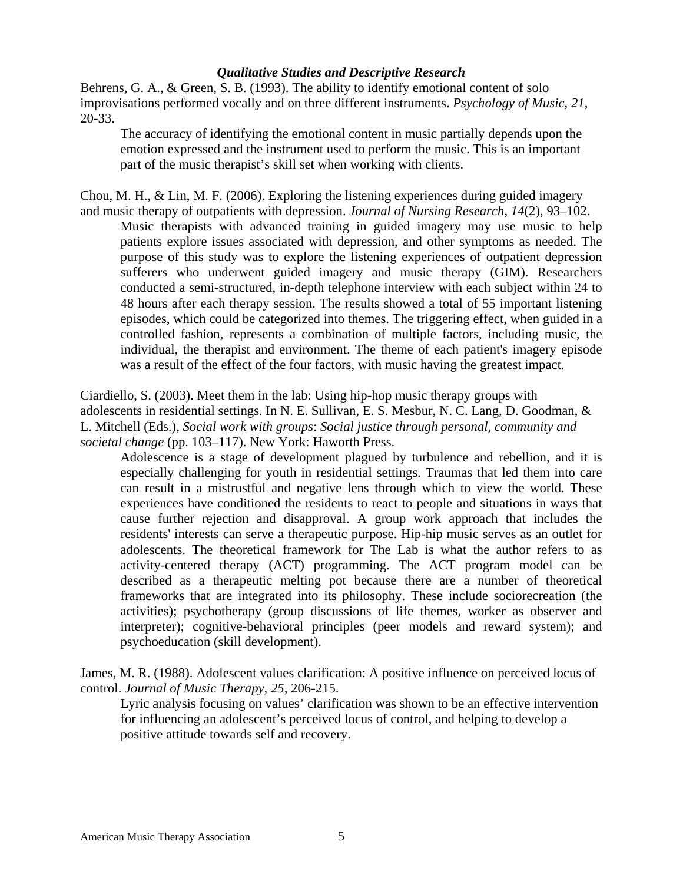### *Qualitative Studies and Descriptive Research*

Behrens, G. A., & Green, S. B. (1993). The ability to identify emotional content of solo improvisations performed vocally and on three different instruments. *Psychology of Music, 21*, 20-33.

> The accuracy of identifying the emotional content in music partially depends upon the emotion expressed and the instrument used to perform the music. This is an important part of the music therapist's skill set when working with clients.

Chou, M. H., & Lin, M. F. (2006). Exploring the listening experiences during guided imagery and music therapy of outpatients with depression. *Journal of Nursing Research, 14*(2), 93–102.

> Music therapists with advanced training in guided imagery may use music to help patients explore issues associated with depression, and other symptoms as needed. The purpose of this study was to explore the listening experiences of outpatient depression sufferers who underwent guided imagery and music therapy (GIM). Researchers conducted a semi-structured, in-depth telephone interview with each subject within 24 to 48 hours after each therapy session. The results showed a total of 55 important listening episodes, which could be categorized into themes. The triggering effect, when guided in a controlled fashion, represents a combination of multiple factors, including music, the individual, the therapist and environment. The theme of each patient's imagery episode was a result of the effect of the four factors, with music having the greatest impact.

Ciardiello, S. (2003). Meet them in the lab: Using hip-hop music therapy groups with adolescents in residential settings. In N. E. Sullivan, E. S. Mesbur, N. C. Lang, D. Goodman, & L. Mitchell (Eds.), *Social work with groups*: *Social justice through personal, community and societal change* (pp. 103–117). New York: Haworth Press.

> Adolescence is a stage of development plagued by turbulence and rebellion, and it is especially challenging for youth in residential settings. Traumas that led them into care can result in a mistrustful and negative lens through which to view the world. These experiences have conditioned the residents to react to people and situations in ways that cause further rejection and disapproval. A group work approach that includes the residents' interests can serve a therapeutic purpose. Hip-hip music serves as an outlet for adolescents. The theoretical framework for The Lab is what the author refers to as activity-centered therapy (ACT) programming. The ACT program model can be described as a therapeutic melting pot because there are a number of theoretical frameworks that are integrated into its philosophy. These include sociorecreation (the activities); psychotherapy (group discussions of life themes, worker as observer and interpreter); cognitive-behavioral principles (peer models and reward system); and psychoeducation (skill development).

James, M. R. (1988). Adolescent values clarification: A positive influence on perceived locus of control. *Journal of Music Therapy, 25*, 206-215.

> Lyric analysis focusing on values' clarification was shown to be an effective intervention for influencing an adolescent's perceived locus of control, and helping to develop a positive attitude towards self and recovery.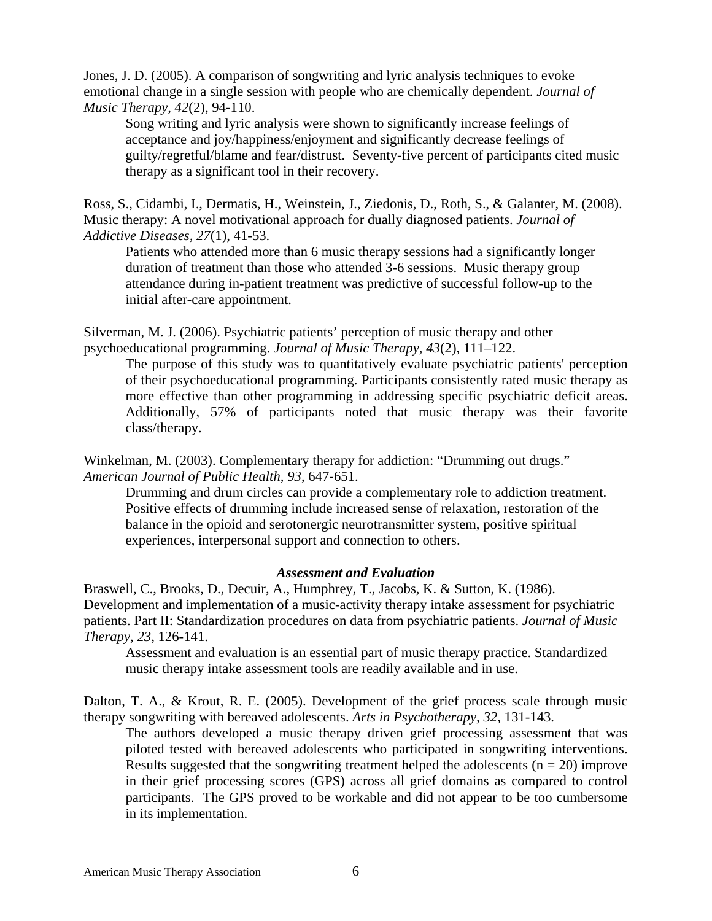Jones, J. D. (2005). A comparison of songwriting and lyric analysis techniques to evoke emotional change in a single session with people who are chemically dependent. *Journal of Music Therapy, 42*(2), 94-110.

> Song writing and lyric analysis were shown to significantly increase feelings of acceptance and joy/happiness/enjoyment and significantly decrease feelings of guilty/regretful/blame and fear/distrust. Seventy-five percent of participants cited music therapy as a significant tool in their recovery.

Ross, S., Cidambi, I., Dermatis, H., Weinstein, J., Ziedonis, D., Roth, S., & Galanter, M. (2008). Music therapy: A novel motivational approach for dually diagnosed patients. *Journal of Addictive Diseases, 27*(1), 41-53.

> Patients who attended more than 6 music therapy sessions had a significantly longer duration of treatment than those who attended 3-6 sessions. Music therapy group attendance during in-patient treatment was predictive of successful follow-up to the initial after-care appointment.

Silverman, M. J. (2006). Psychiatric patients' perception of music therapy and other psychoeducational programming. *Journal of Music Therapy, 43*(2), 111–122.

> The purpose of this study was to quantitatively evaluate psychiatric patients' perception of their psychoeducational programming. Participants consistently rated music therapy as more effective than other programming in addressing specific psychiatric deficit areas. Additionally, 57% of participants noted that music therapy was their favorite class/therapy.

Winkelman, M. (2003). Complementary therapy for addiction: "Drumming out drugs." *American Journal of Public Health, 93*, 647-651.

> Drumming and drum circles can provide a complementary role to addiction treatment. Positive effects of drumming include increased sense of relaxation, restoration of the balance in the opioid and serotonergic neurotransmitter system, positive spiritual experiences, interpersonal support and connection to others.

### *Assessment and Evaluation*

Braswell, C., Brooks, D., Decuir, A., Humphrey, T., Jacobs, K. & Sutton, K. (1986). Development and implementation of a music-activity therapy intake assessment for psychiatric patients. Part II: Standardization procedures on data from psychiatric patients. *Journal of Music Therapy, 23*, 126-141.

> Assessment and evaluation is an essential part of music therapy practice. Standardized music therapy intake assessment tools are readily available and in use.

Dalton, T. A., & Krout, R. E. (2005). Development of the grief process scale through music therapy songwriting with bereaved adolescents. *Arts in Psychotherapy, 32*, 131-143.

> The authors developed a music therapy driven grief processing assessment that was piloted tested with bereaved adolescents who participated in songwriting interventions. Results suggested that the songwriting treatment helped the adolescents ($n = 20$) improve in their grief processing scores (GPS) across all grief domains as compared to control participants. The GPS proved to be workable and did not appear to be too cumbersome in its implementation.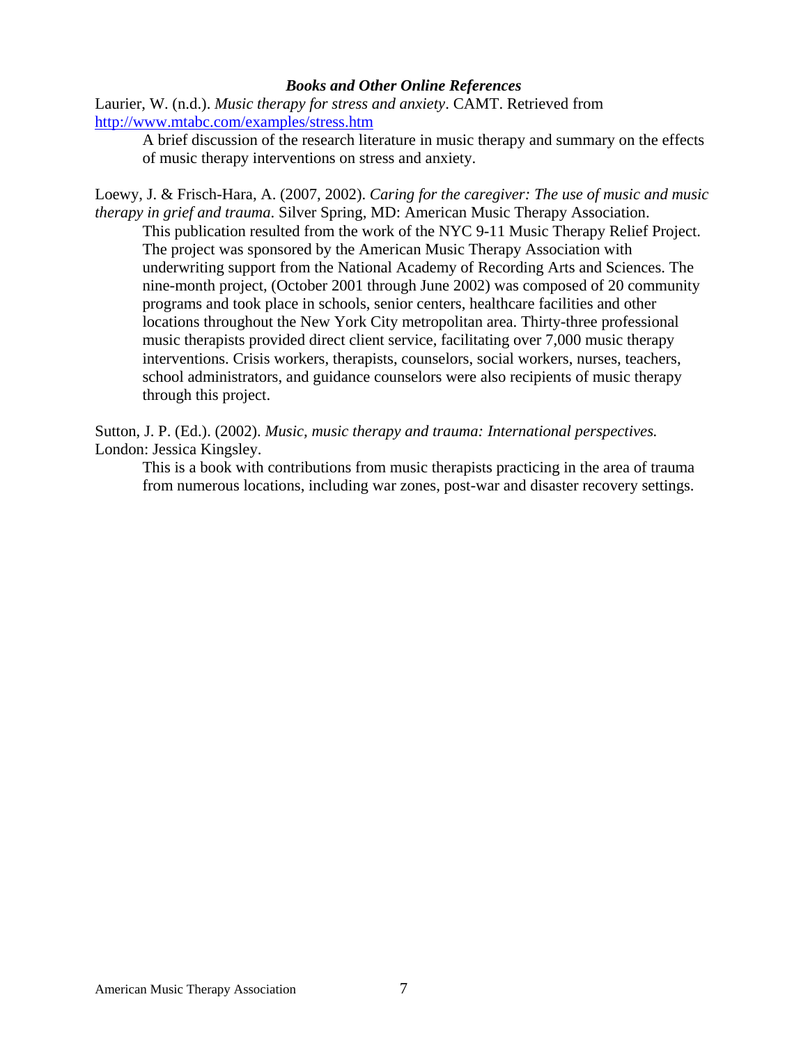### ***Books and Other Online References***

Laurier, W. (n.d.). *Music therapy for stress and anxiety*. CAMT. Retrieved from http://www.mtabc.com/examples/stress.htm

> A brief discussion of the research literature in music therapy and summary on the effects of music therapy interventions on stress and anxiety.

Loewy, J. & Frisch-Hara, A. (2007, 2002). *Caring for the caregiver: The use of music and music therapy in grief and trauma*. Silver Spring, MD: American Music Therapy Association.

> This publication resulted from the work of the NYC 9-11 Music Therapy Relief Project. The project was sponsored by the American Music Therapy Association with underwriting support from the National Academy of Recording Arts and Sciences. The nine-month project, (October 2001 through June 2002) was composed of 20 community programs and took place in schools, senior centers, healthcare facilities and other locations throughout the New York City metropolitan area. Thirty-three professional music therapists provided direct client service, facilitating over 7,000 music therapy interventions. Crisis workers, therapists, counselors, social workers, nurses, teachers, school administrators, and guidance counselors were also recipients of music therapy through this project.

Sutton, J. P. (Ed.). (2002). *Music, music therapy and trauma: International perspectives.* London: Jessica Kingsley.

> This is a book with contributions from music therapists practicing in the area of trauma from numerous locations, including war zones, post-war and disaster recovery settings.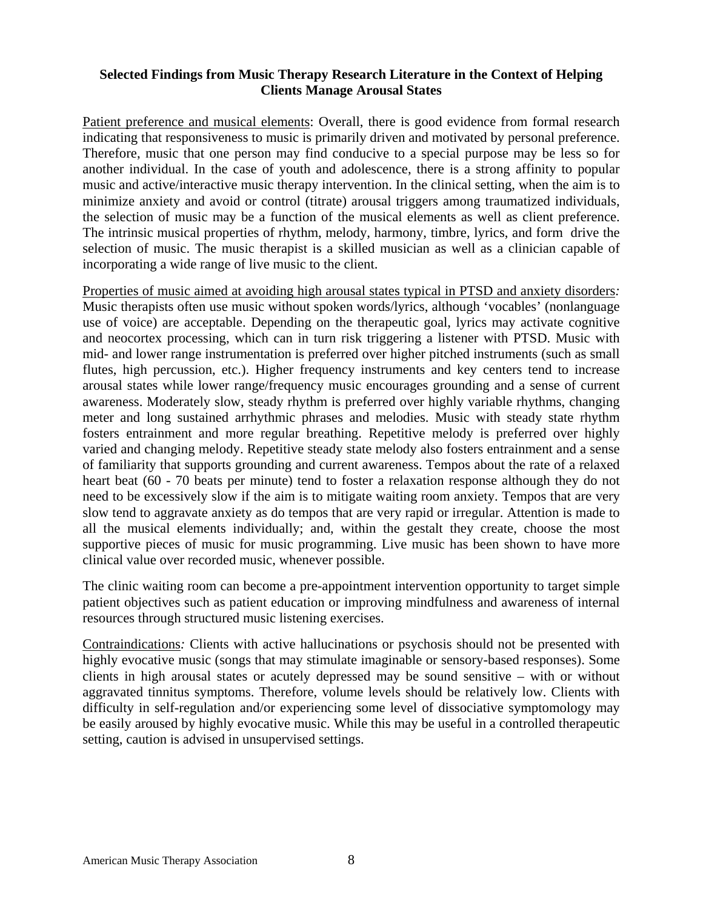**Selected Findings from Music Therapy Research Literature in the Context of Helping Clients Manage Arousal States**

Patient preference and musical elements: Overall, there is good evidence from formal research indicating that responsiveness to music is primarily driven and motivated by personal preference. Therefore, music that one person may find conducive to a special purpose may be less so for another individual. In the case of youth and adolescence, there is a strong affinity to popular music and active/interactive music therapy intervention. In the clinical setting, when the aim is to minimize anxiety and avoid or control (titrate) arousal triggers among traumatized individuals, the selection of music may be a function of the musical elements as well as client preference. The intrinsic musical properties of rhythm, melody, harmony, timbre, lyrics, and form drive the selection of music. The music therapist is a skilled musician as well as a clinician capable of incorporating a wide range of live music to the client.

Properties of music aimed at avoiding high arousal states typical in PTSD and anxiety disorders*:* Music therapists often use music without spoken words/lyrics, although 'vocables' (nonlanguage use of voice) are acceptable. Depending on the therapeutic goal, lyrics may activate cognitive and neocortex processing, which can in turn risk triggering a listener with PTSD. Music with mid- and lower range instrumentation is preferred over higher pitched instruments (such as small flutes, high percussion, etc.). Higher frequency instruments and key centers tend to increase arousal states while lower range/frequency music encourages grounding and a sense of current awareness. Moderately slow, steady rhythm is preferred over highly variable rhythms, changing meter and long sustained arrhythmic phrases and melodies. Music with steady state rhythm fosters entrainment and more regular breathing. Repetitive melody is preferred over highly varied and changing melody. Repetitive steady state melody also fosters entrainment and a sense of familiarity that supports grounding and current awareness. Tempos about the rate of a relaxed heart beat (60 - 70 beats per minute) tend to foster a relaxation response although they do not need to be excessively slow if the aim is to mitigate waiting room anxiety. Tempos that are very slow tend to aggravate anxiety as do tempos that are very rapid or irregular. Attention is made to all the musical elements individually; and, within the gestalt they create, choose the most supportive pieces of music for music programming. Live music has been shown to have more clinical value over recorded music, whenever possible.

The clinic waiting room can become a pre-appointment intervention opportunity to target simple patient objectives such as patient education or improving mindfulness and awareness of internal resources through structured music listening exercises.

Contraindications*:* Clients with active hallucinations or psychosis should not be presented with highly evocative music (songs that may stimulate imaginable or sensory-based responses). Some clients in high arousal states or acutely depressed may be sound sensitive – with or without aggravated tinnitus symptoms. Therefore, volume levels should be relatively low. Clients with difficulty in self-regulation and/or experiencing some level of dissociative symptomology may be easily aroused by highly evocative music. While this may be useful in a controlled therapeutic setting, caution is advised in unsupervised settings.